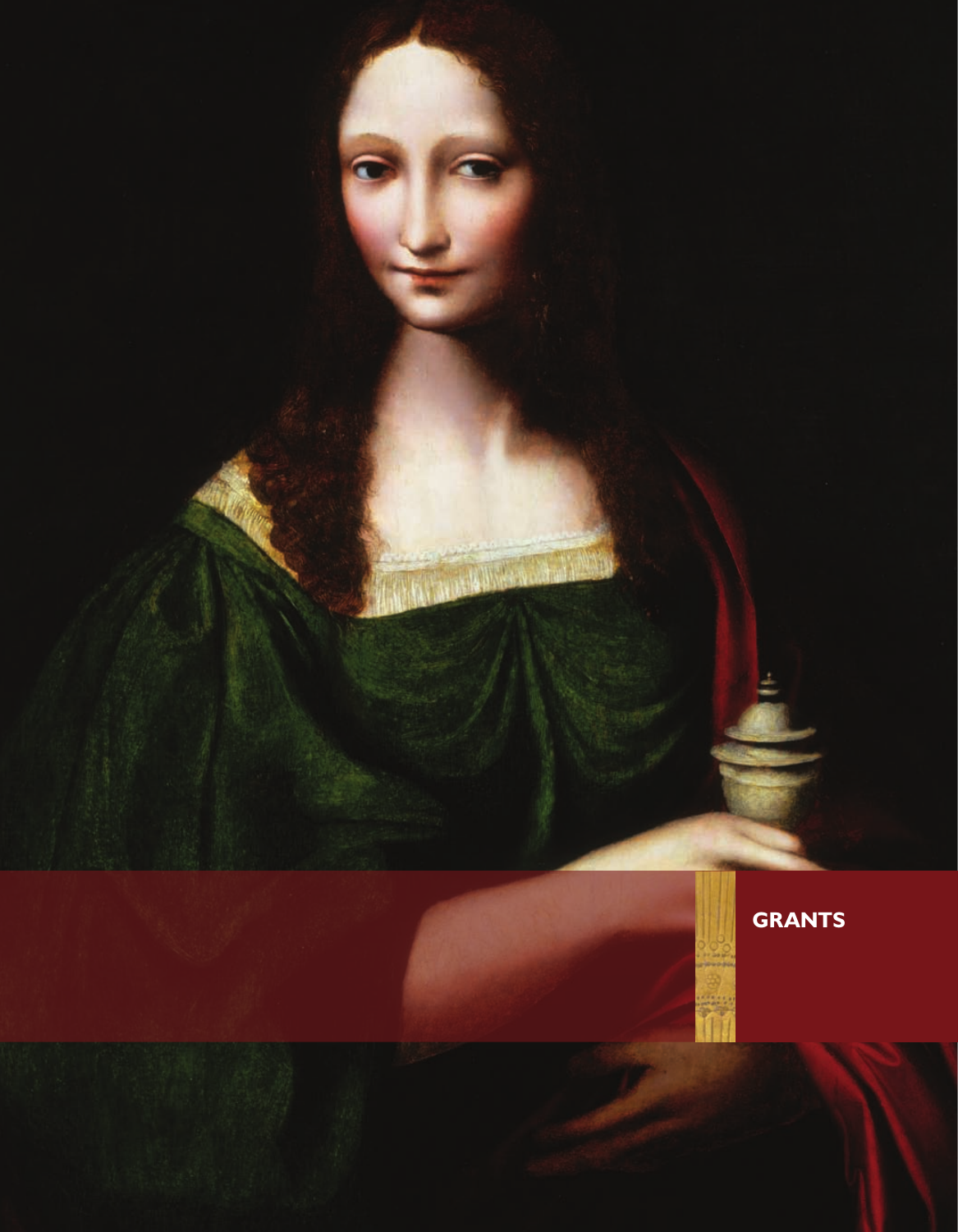# GRANTS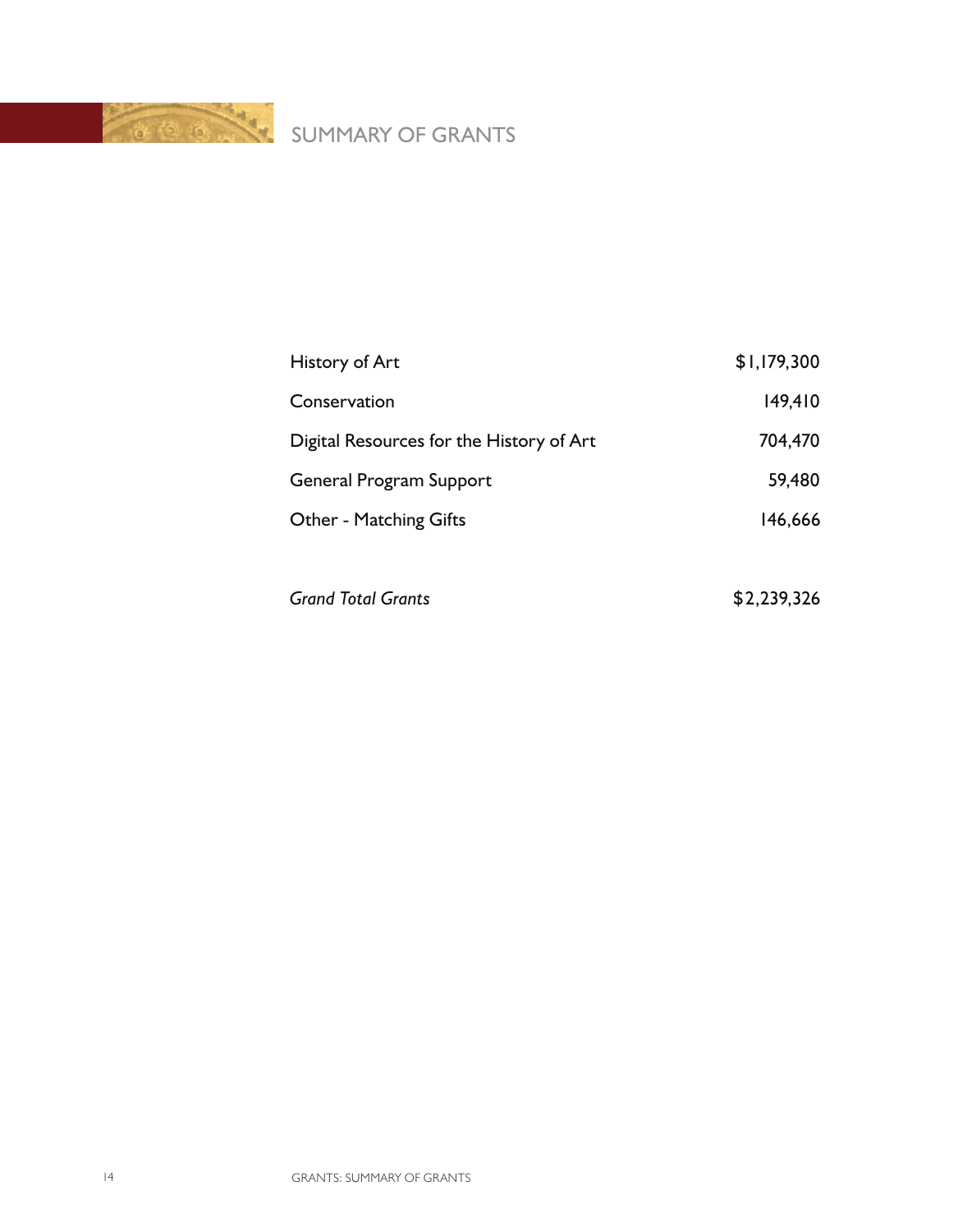# SUMMARY OF GRANTS

| | |
|---|---|
| History of Art | $1,179,300 |
| Conservation | 149,410 |
| Digital Resources for the History of Art | 704,470 |
| General Program Support | 59,480 |
| Other - Matching Gifts | 146,666 |
| *Grand Total Grants* | $2,239,326 |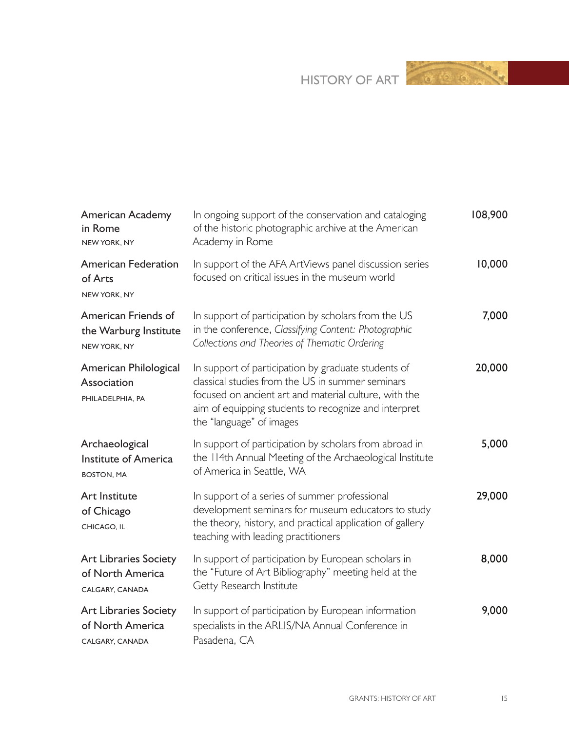# HISTORY OF ART

| Organization | Purpose | Amount |
|---|---|---|
| American Academy in Rome<br>NEW YORK, NY | In ongoing support of the conservation and cataloging of the historic photographic archive at the American Academy in Rome | 108,900 |
| American Federation of Arts<br>NEW YORK, NY | In support of the AFA ArtViews panel discussion series focused on critical issues in the museum world | 10,000 |
| American Friends of the Warburg Institute<br>NEW YORK, NY | In support of participation by scholars from the US in the conference, *Classifying Content: Photographic Collections and Theories of Thematic Ordering* | 7,000 |
| American Philological Association<br>PHILADELPHIA, PA | In support of participation by graduate students of classical studies from the US in summer seminars focused on ancient art and material culture, with the aim of equipping students to recognize and interpret the "language" of images | 20,000 |
| Archaeological Institute of America<br>BOSTON, MA | In support of participation by scholars from abroad in the 114th Annual Meeting of the Archaeological Institute of America in Seattle, WA | 5,000 |
| Art Institute of Chicago<br>CHICAGO, IL | In support of a series of summer professional development seminars for museum educators to study the theory, history, and practical application of gallery teaching with leading practitioners | 29,000 |
| Art Libraries Society of North America<br>CALGARY, CANADA | In support of participation by European scholars in the "Future of Art Bibliography" meeting held at the Getty Research Institute | 8,000 |
| Art Libraries Society of North America<br>CALGARY, CANADA | In support of participation by European information specialists in the ARLIS/NA Annual Conference in Pasadena, CA | 9,000 |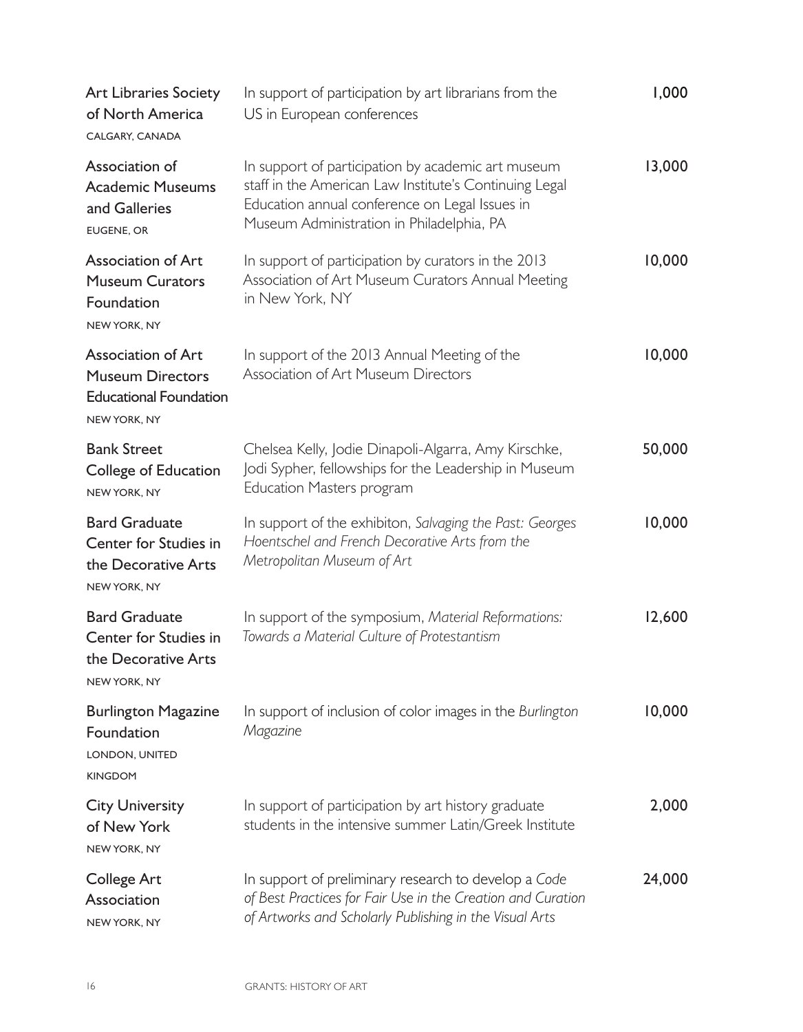| Organization | Purpose | Amount |
|---|---|---|
| **Art Libraries Society of North America**<br>CALGARY, CANADA | In support of participation by art librarians from the US in European conferences | 1,000 |
| **Association of Academic Museums and Galleries**<br>EUGENE, OR | In support of participation by academic art museum staff in the American Law Institute's Continuing Legal Education annual conference on Legal Issues in Museum Administration in Philadelphia, PA | 13,000 |
| **Association of Art Museum Curators Foundation**<br>NEW YORK, NY | In support of participation by curators in the 2013 Association of Art Museum Curators Annual Meeting in New York, NY | 10,000 |
| **Association of Art Museum Directors Educational Foundation**<br>NEW YORK, NY | In support of the 2013 Annual Meeting of the Association of Art Museum Directors | 10,000 |
| **Bank Street College of Education**<br>NEW YORK, NY | Chelsea Kelly, Jodie Dinapoli-Algarra, Amy Kirschke, Jodi Sypher, fellowships for the Leadership in Museum Education Masters program | 50,000 |
| **Bard Graduate Center for Studies in the Decorative Arts**<br>NEW YORK, NY | In support of the exhibiton, *Salvaging the Past: Georges Hoentschel and French Decorative Arts from the Metropolitan Museum of Art* | 10,000 |
| **Bard Graduate Center for Studies in the Decorative Arts**<br>NEW YORK, NY | In support of the symposium, *Material Reformations: Towards a Material Culture of Protestantism* | 12,600 |
| **Burlington Magazine Foundation**<br>LONDON, UNITED KINGDOM | In support of inclusion of color images in the *Burlington Magazine* | 10,000 |
| **City University of New York**<br>NEW YORK, NY | In support of participation by art history graduate students in the intensive summer Latin/Greek Institute | 2,000 |
| **College Art Association**<br>NEW YORK, NY | In support of preliminary research to develop a *Code of Best Practices for Fair Use in the Creation and Curation of Artworks and Scholarly Publishing in the Visual Arts* | 24,000 |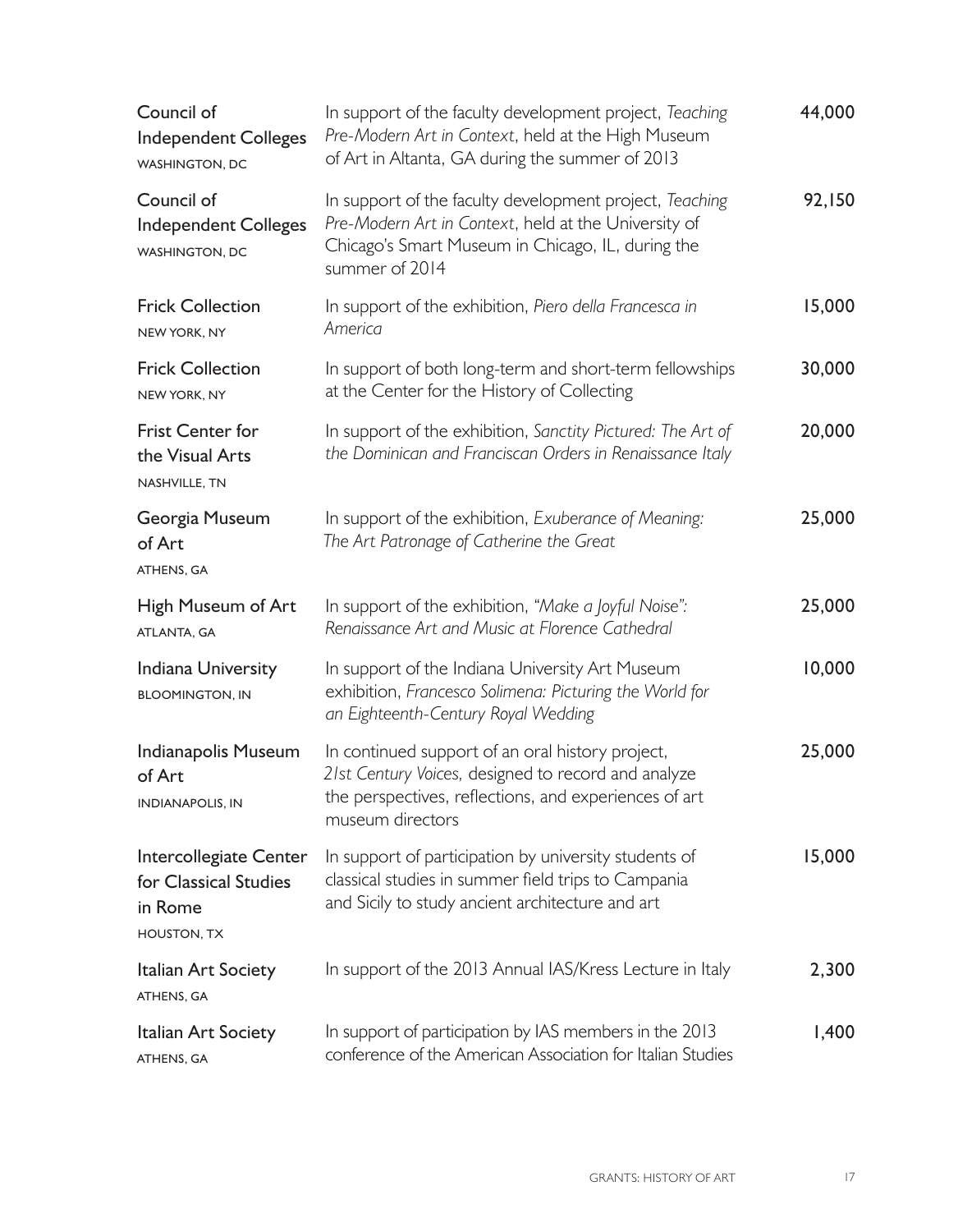| | | |
|---|---|---|
| Council of Independent Colleges<br>WASHINGTON, DC | In support of the faculty development project, *Teaching Pre-Modern Art in Context*, held at the High Museum of Art in Altanta, GA during the summer of 2013 | 44,000 |
| Council of Independent Colleges<br>WASHINGTON, DC | In support of the faculty development project, *Teaching Pre-Modern Art in Context*, held at the University of Chicago's Smart Museum in Chicago, IL, during the summer of 2014 | 92,150 |
| Frick Collection<br>NEW YORK, NY | In support of the exhibition, *Piero della Francesca in America* | 15,000 |
| Frick Collection<br>NEW YORK, NY | In support of both long-term and short-term fellowships at the Center for the History of Collecting | 30,000 |
| Frist Center for the Visual Arts<br>NASHVILLE, TN | In support of the exhibition, *Sanctity Pictured: The Art of the Dominican and Franciscan Orders in Renaissance Italy* | 20,000 |
| Georgia Museum of Art<br>ATHENS, GA | In support of the exhibition, *Exuberance of Meaning: The Art Patronage of Catherine the Great* | 25,000 |
| High Museum of Art<br>ATLANTA, GA | In support of the exhibition, *"Make a Joyful Noise": Renaissance Art and Music at Florence Cathedral* | 25,000 |
| Indiana University<br>BLOOMINGTON, IN | In support of the Indiana University Art Museum exhibition, *Francesco Solimena: Picturing the World for an Eighteenth-Century Royal Wedding* | 10,000 |
| Indianapolis Museum of Art<br>INDIANAPOLIS, IN | In continued support of an oral history project, *21st Century Voices,* designed to record and analyze the perspectives, reflections, and experiences of art museum directors | 25,000 |
| Intercollegiate Center for Classical Studies in Rome<br>HOUSTON, TX | In support of participation by university students of classical studies in summer field trips to Campania and Sicily to study ancient architecture and art | 15,000 |
| Italian Art Society<br>ATHENS, GA | In support of the 2013 Annual IAS/Kress Lecture in Italy | 2,300 |
| Italian Art Society<br>ATHENS, GA | In support of participation by IAS members in the 2013 conference of the American Association for Italian Studies | 1,400 |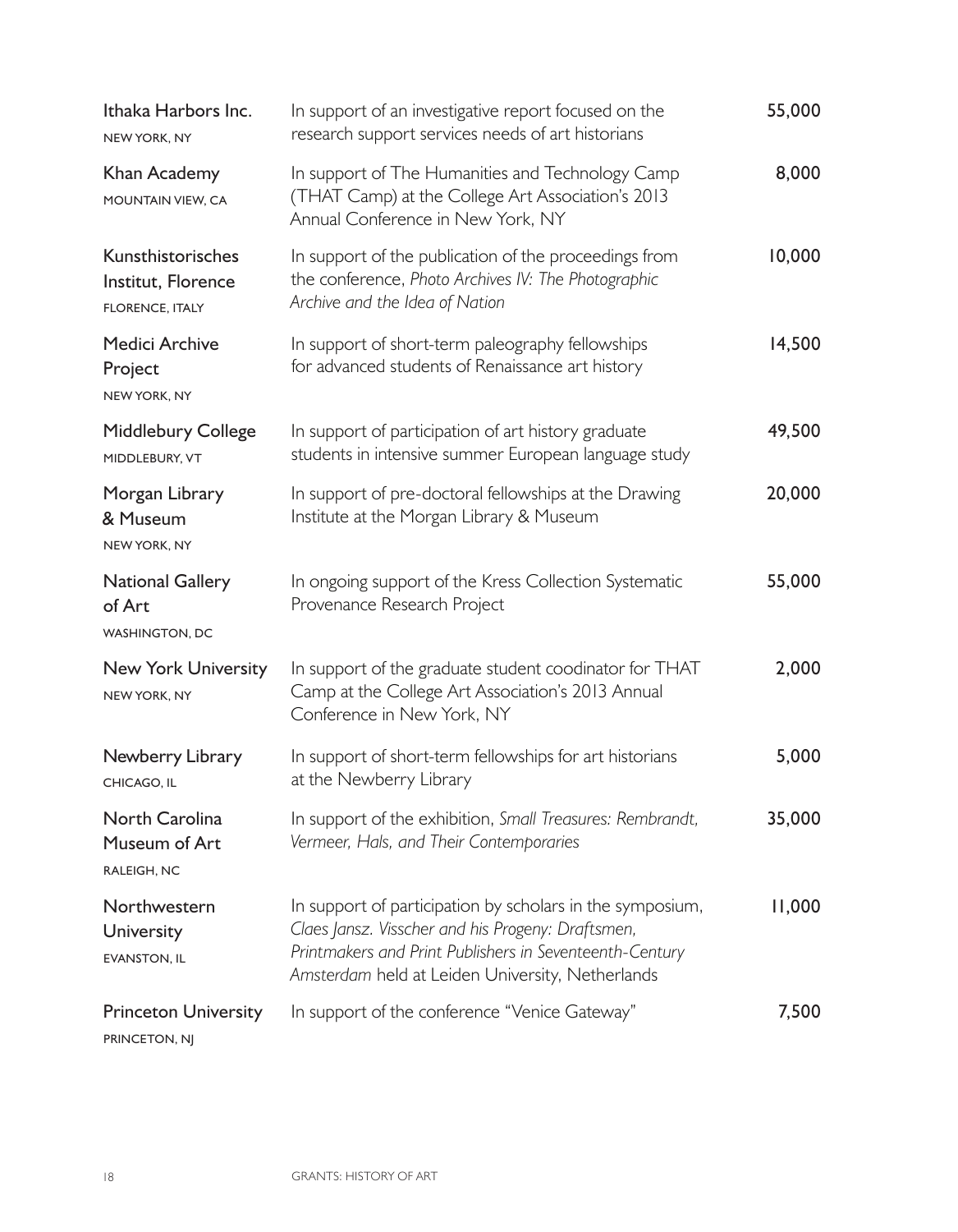| | | |
|---|---|---|
| Ithaka Harbors Inc.<br>NEW YORK, NY | In support of an investigative report focused on the research support services needs of art historians | 55,000 |
| Khan Academy<br>MOUNTAIN VIEW, CA | In support of The Humanities and Technology Camp (THAT Camp) at the College Art Association's 2013 Annual Conference in New York, NY | 8,000 |
| Kunsthistorisches Institut, Florence<br>FLORENCE, ITALY | In support of the publication of the proceedings from the conference, *Photo Archives IV: The Photographic Archive and the Idea of Nation* | 10,000 |
| Medici Archive Project<br>NEW YORK, NY | In support of short-term paleography fellowships for advanced students of Renaissance art history | 14,500 |
| Middlebury College<br>MIDDLEBURY, VT | In support of participation of art history graduate students in intensive summer European language study | 49,500 |
| Morgan Library & Museum<br>NEW YORK, NY | In support of pre-doctoral fellowships at the Drawing Institute at the Morgan Library & Museum | 20,000 |
| National Gallery of Art<br>WASHINGTON, DC | In ongoing support of the Kress Collection Systematic Provenance Research Project | 55,000 |
| New York University<br>NEW YORK, NY | In support of the graduate student coodinator for THAT Camp at the College Art Association's 2013 Annual Conference in New York, NY | 2,000 |
| Newberry Library<br>CHICAGO, IL | In support of short-term fellowships for art historians at the Newberry Library | 5,000 |
| North Carolina Museum of Art<br>RALEIGH, NC | In support of the exhibition, *Small Treasures: Rembrandt, Vermeer, Hals, and Their Contemporaries* | 35,000 |
| Northwestern University<br>EVANSTON, IL | In support of participation by scholars in the symposium, *Claes Jansz. Visscher and his Progeny: Draftsmen, Printmakers and Print Publishers in Seventeenth-Century Amsterdam* held at Leiden University, Netherlands | 11,000 |
| Princeton University<br>PRINCETON, NJ | In support of the conference "Venice Gateway" | 7,500 |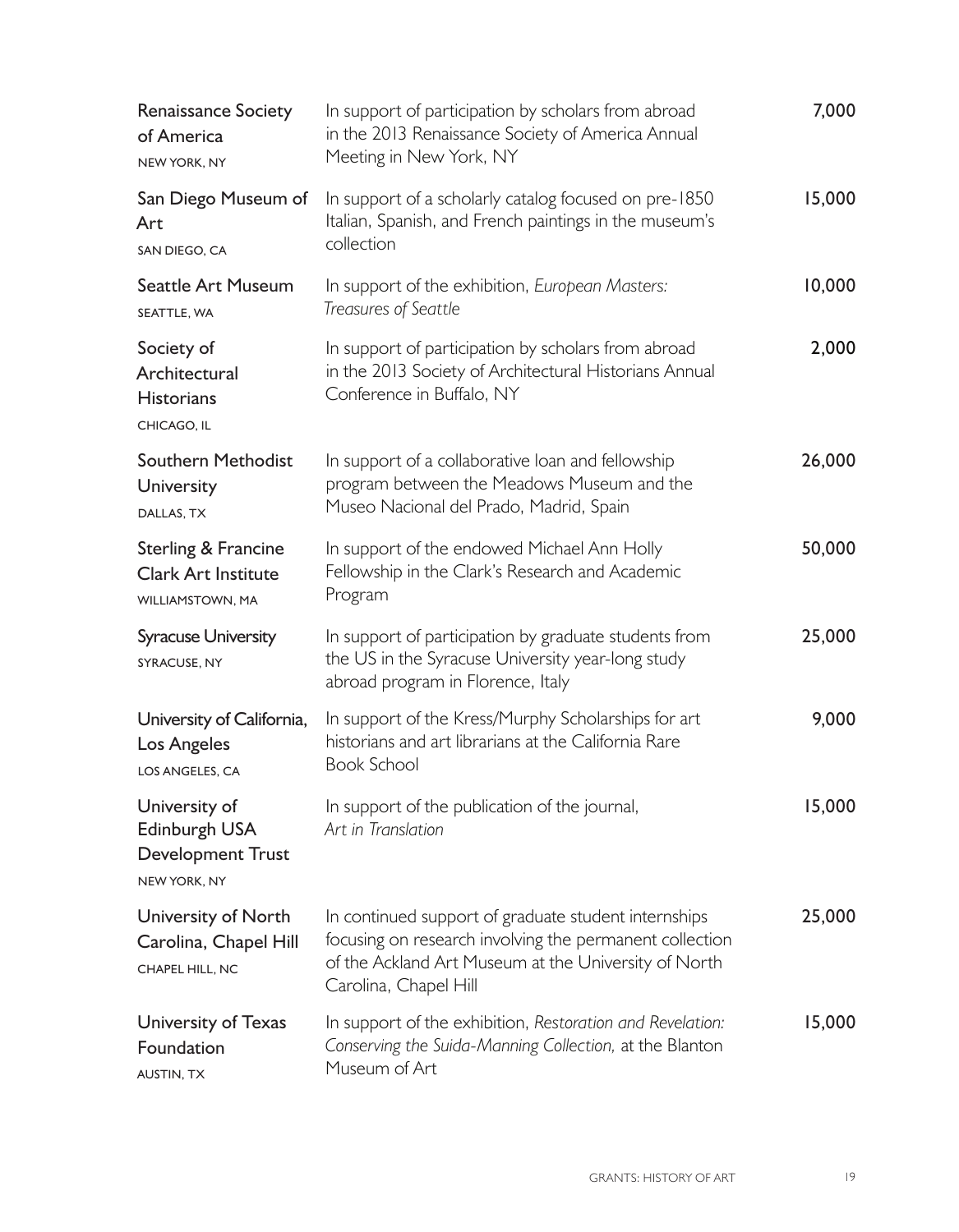| Organization | Purpose | Amount |
|---|---|---|
| **Renaissance Society of America**<br>NEW YORK, NY | In support of participation by scholars from abroad in the 2013 Renaissance Society of America Annual Meeting in New York, NY | 7,000 |
| **San Diego Museum of Art**<br>SAN DIEGO, CA | In support of a scholarly catalog focused on pre-1850 Italian, Spanish, and French paintings in the museum's collection | 15,000 |
| **Seattle Art Museum**<br>SEATTLE, WA | In support of the exhibition, *European Masters: Treasures of Seattle* | 10,000 |
| **Society of Architectural Historians**<br>CHICAGO, IL | In support of participation by scholars from abroad in the 2013 Society of Architectural Historians Annual Conference in Buffalo, NY | 2,000 |
| **Southern Methodist University**<br>DALLAS, TX | In support of a collaborative loan and fellowship program between the Meadows Museum and the Museo Nacional del Prado, Madrid, Spain | 26,000 |
| **Sterling & Francine Clark Art Institute**<br>WILLIAMSTOWN, MA | In support of the endowed Michael Ann Holly Fellowship in the Clark's Research and Academic Program | 50,000 |
| **Syracuse University**<br>SYRACUSE, NY | In support of participation by graduate students from the US in the Syracuse University year-long study abroad program in Florence, Italy | 25,000 |
| **University of California, Los Angeles**<br>LOS ANGELES, CA | In support of the Kress/Murphy Scholarships for art historians and art librarians at the California Rare Book School | 9,000 |
| **University of Edinburgh USA Development Trust**<br>NEW YORK, NY | In support of the publication of the journal, *Art in Translation* | 15,000 |
| **University of North Carolina, Chapel Hill**<br>CHAPEL HILL, NC | In continued support of graduate student internships focusing on research involving the permanent collection of the Ackland Art Museum at the University of North Carolina, Chapel Hill | 25,000 |
| **University of Texas Foundation**<br>AUSTIN, TX | In support of the exhibition, *Restoration and Revelation: Conserving the Suida-Manning Collection,* at the Blanton Museum of Art | 15,000 |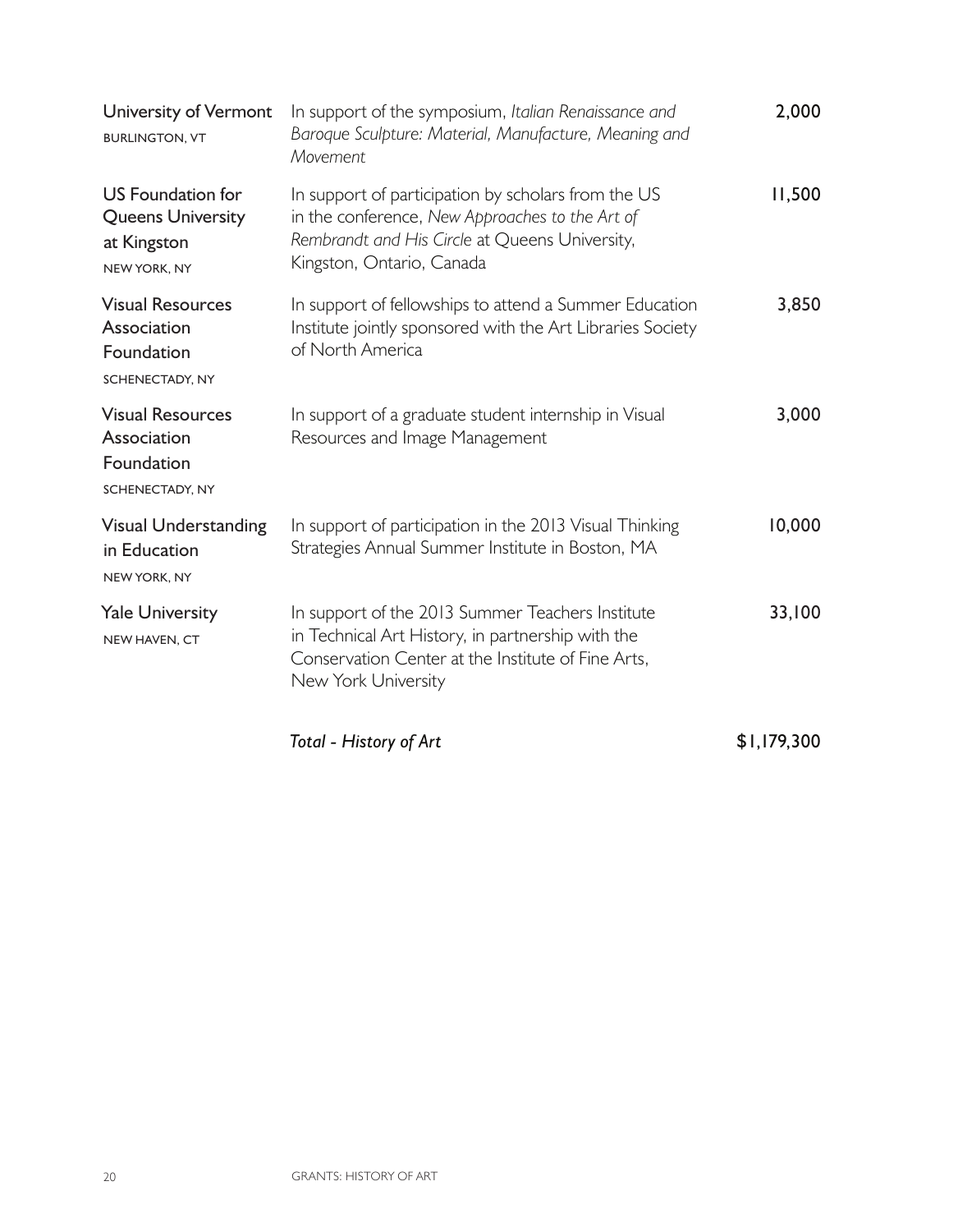| Grantee | Purpose | Amount |
| --- | --- | --- |
| University of Vermont<br>BURLINGTON, VT | In support of the symposium, *Italian Renaissance and Baroque Sculpture: Material, Manufacture, Meaning and Movement* | 2,000 |
| US Foundation for Queens University at Kingston<br>NEW YORK, NY | In support of participation by scholars from the US in the conference, *New Approaches to the Art of Rembrandt and His Circle* at Queens University, Kingston, Ontario, Canada | 11,500 |
| Visual Resources Association Foundation<br>SCHENECTADY, NY | In support of fellowships to attend a Summer Education Institute jointly sponsored with the Art Libraries Society of North America | 3,850 |
| Visual Resources Association Foundation<br>SCHENECTADY, NY | In support of a graduate student internship in Visual Resources and Image Management | 3,000 |
| Visual Understanding in Education<br>NEW YORK, NY | In support of participation in the 2013 Visual Thinking Strategies Annual Summer Institute in Boston, MA | 10,000 |
| Yale University<br>NEW HAVEN, CT | In support of the 2013 Summer Teachers Institute in Technical Art History, in partnership with the Conservation Center at the Institute of Fine Arts, New York University | 33,100 |
| | ***Total - History of Art*** | **$1,179,300** |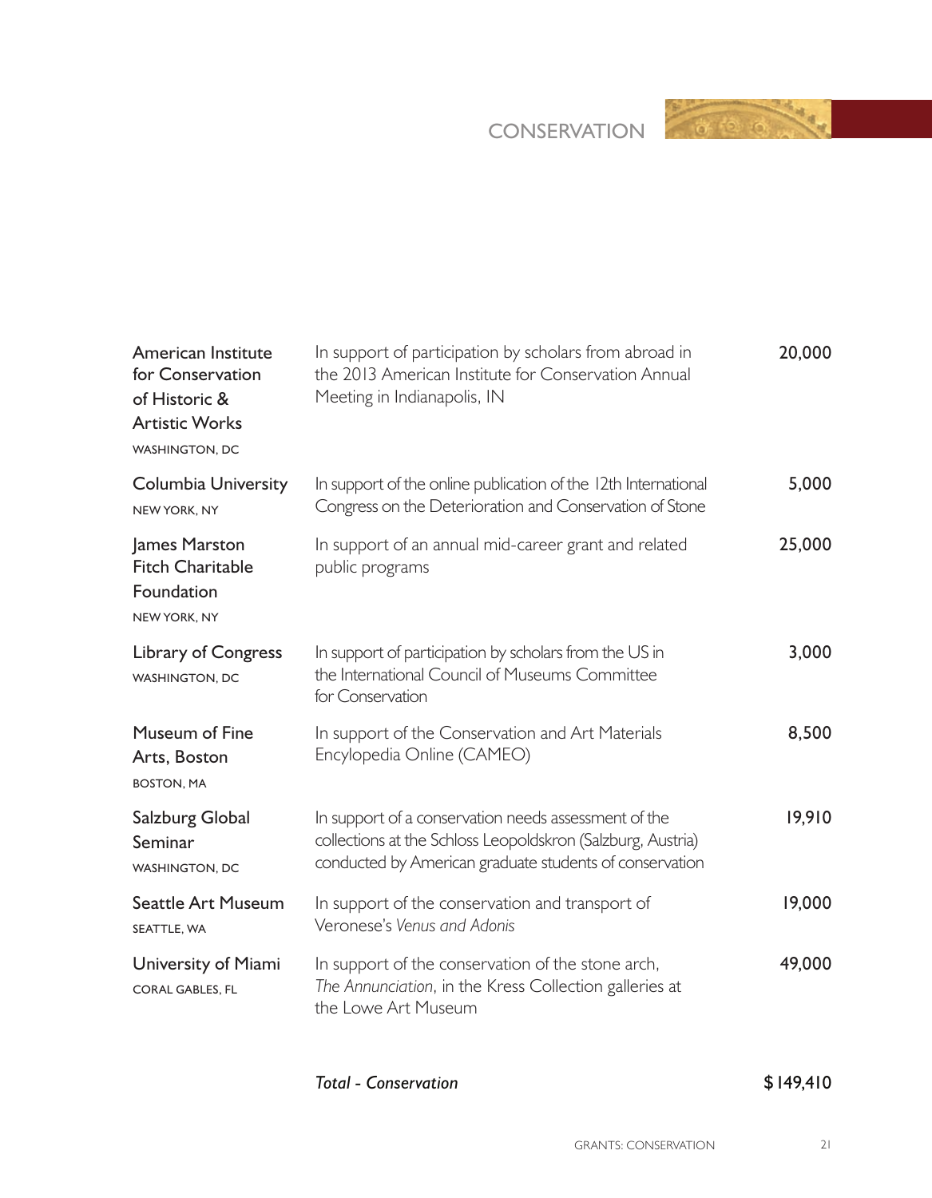# CONSERVATION

| Grantee | Purpose | Amount |
|---|---|---|
| American Institute for Conservation of Historic & Artistic Works<br>WASHINGTON, DC | In support of participation by scholars from abroad in the 2013 American Institute for Conservation Annual Meeting in Indianapolis, IN | 20,000 |
| Columbia University<br>NEW YORK, NY | In support of the online publication of the 12th International Congress on the Deterioration and Conservation of Stone | 5,000 |
| James Marston Fitch Charitable Foundation<br>NEW YORK, NY | In support of an annual mid-career grant and related public programs | 25,000 |
| Library of Congress<br>WASHINGTON, DC | In support of participation by scholars from the US in the International Council of Museums Committee for Conservation | 3,000 |
| Museum of Fine Arts, Boston<br>BOSTON, MA | In support of the Conservation and Art Materials Encyclopedia Online (CAMEO) | 8,500 |
| Salzburg Global Seminar<br>WASHINGTON, DC | In support of a conservation needs assessment of the collections at the Schloss Leopoldskron (Salzburg, Austria) conducted by American graduate students of conservation | 19,910 |
| Seattle Art Museum<br>SEATTLE, WA | In support of the conservation and transport of Veronese's *Venus and Adonis* | 19,000 |
| University of Miami<br>CORAL GABLES, FL | In support of the conservation of the stone arch, *The Annunciation*, in the Kress Collection galleries at the Lowe Art Museum | 49,000 |
| | ***Total - Conservation*** | **$ 149,410** |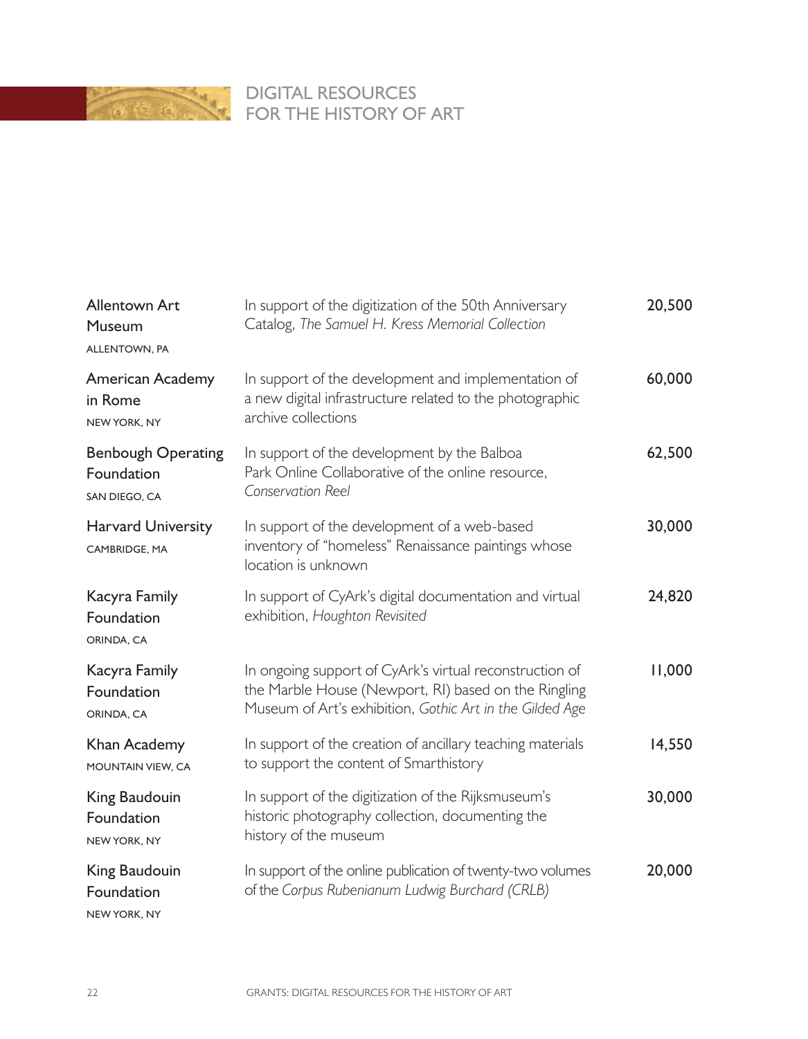# DIGITAL RESOURCES FOR THE HISTORY OF ART

| Grantee | Purpose | Amount |
|---|---|---|
| Allentown Art Museum<br>ALLENTOWN, PA | In support of the digitization of the 50th Anniversary Catalog, *The Samuel H. Kress Memorial Collection* | 20,500 |
| American Academy in Rome<br>NEW YORK, NY | In support of the development and implementation of a new digital infrastructure related to the photographic archive collections | 60,000 |
| Benbough Operating Foundation<br>SAN DIEGO, CA | In support of the development by the Balboa Park Online Collaborative of the online resource, *Conservation Reel* | 62,500 |
| Harvard University<br>CAMBRIDGE, MA | In support of the development of a web-based inventory of "homeless" Renaissance paintings whose location is unknown | 30,000 |
| Kacyra Family Foundation<br>ORINDA, CA | In support of CyArk's digital documentation and virtual exhibition, *Houghton Revisited* | 24,820 |
| Kacyra Family Foundation<br>ORINDA, CA | In ongoing support of CyArk's virtual reconstruction of the Marble House (Newport, RI) based on the Ringling Museum of Art's exhibition, *Gothic Art in the Gilded Age* | 11,000 |
| Khan Academy<br>MOUNTAIN VIEW, CA | In support of the creation of ancillary teaching materials to support the content of Smarthistory | 14,550 |
| King Baudouin Foundation<br>NEW YORK, NY | In support of the digitization of the Rijksmuseum's historic photography collection, documenting the history of the museum | 30,000 |
| King Baudouin Foundation<br>NEW YORK, NY | In support of the online publication of twenty-two volumes of the *Corpus Rubenianum Ludwig Burchard (CRLB)* | 20,000 |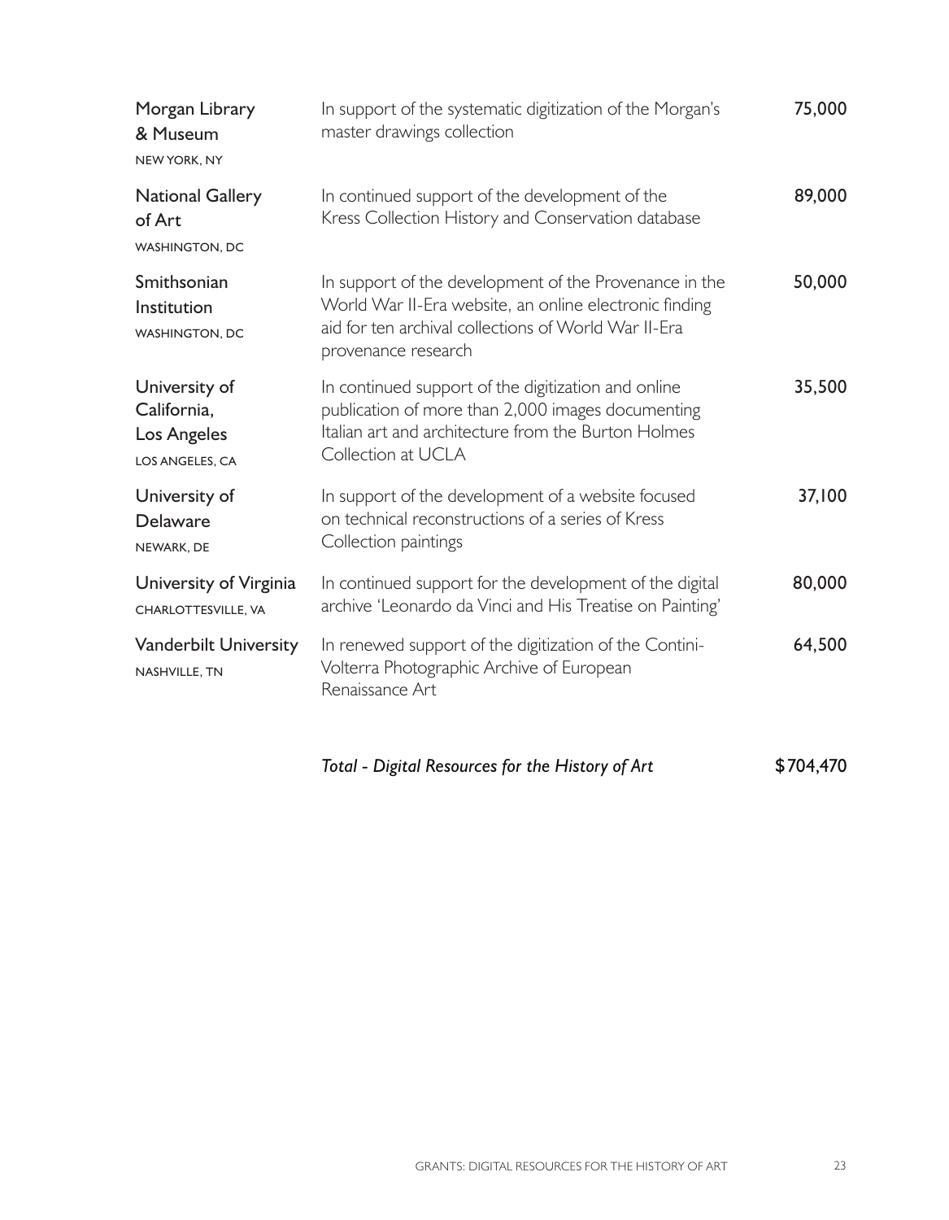| | | |
|---|---|---|
| **Morgan Library & Museum**<br>NEW YORK, NY | In support of the systematic digitization of the Morgan's master drawings collection | 75,000 |
| **National Gallery of Art**<br>WASHINGTON, DC | In continued support of the development of the Kress Collection History and Conservation database | 89,000 |
| **Smithsonian Institution**<br>WASHINGTON, DC | In support of the development of the Provenance in the World War II-Era website, an online electronic finding aid for ten archival collections of World War II-Era provenance research | 50,000 |
| **University of California, Los Angeles**<br>LOS ANGELES, CA | In continued support of the digitization and online publication of more than 2,000 images documenting Italian art and architecture from the Burton Holmes Collection at UCLA | 35,500 |
| **University of Delaware**<br>NEWARK, DE | In support of the development of a website focused on technical reconstructions of a series of Kress Collection paintings | 37,100 |
| **University of Virginia**<br>CHARLOTTESVILLE, VA | In continued support for the development of the digital archive 'Leonardo da Vinci and His Treatise on Painting' | 80,000 |
| **Vanderbilt University**<br>NASHVILLE, TN | In renewed support of the digitization of the Contini-Volterra Photographic Archive of European Renaissance Art | 64,500 |
| | *Total - Digital Resources for the History of Art* | $704,470 |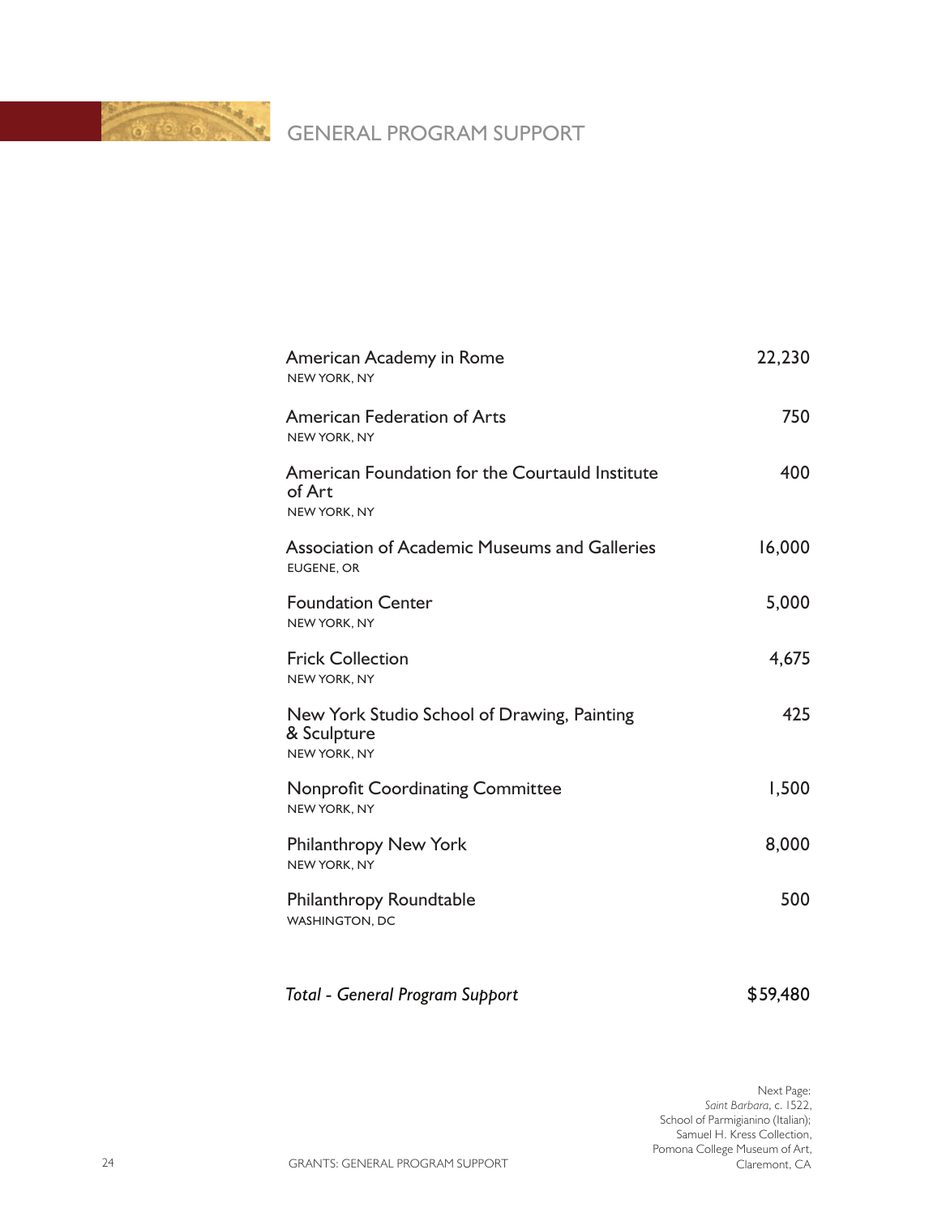# GENERAL PROGRAM SUPPORT

| | |
|---|---|
| American Academy in Rome<br>NEW YORK, NY | 22,230 |
| American Federation of Arts<br>NEW YORK, NY | 750 |
| American Foundation for the Courtauld Institute of Art<br>NEW YORK, NY | 400 |
| Association of Academic Museums and Galleries<br>EUGENE, OR | 16,000 |
| Foundation Center<br>NEW YORK, NY | 5,000 |
| Frick Collection<br>NEW YORK, NY | 4,675 |
| New York Studio School of Drawing, Painting & Sculpture<br>NEW YORK, NY | 425 |
| Nonprofit Coordinating Committee<br>NEW YORK, NY | 1,500 |
| Philanthropy New York<br>NEW YORK, NY | 8,000 |
| Philanthropy Roundtable<br>WASHINGTON, DC | 500 |
| *Total - General Program Support* | $59,480 |

Next Page:
*Saint Barbara*, c. 1522,
School of Parmigianino (Italian);
Samuel H. Kress Collection,
Pomona College Museum of Art,
Claremont, CA